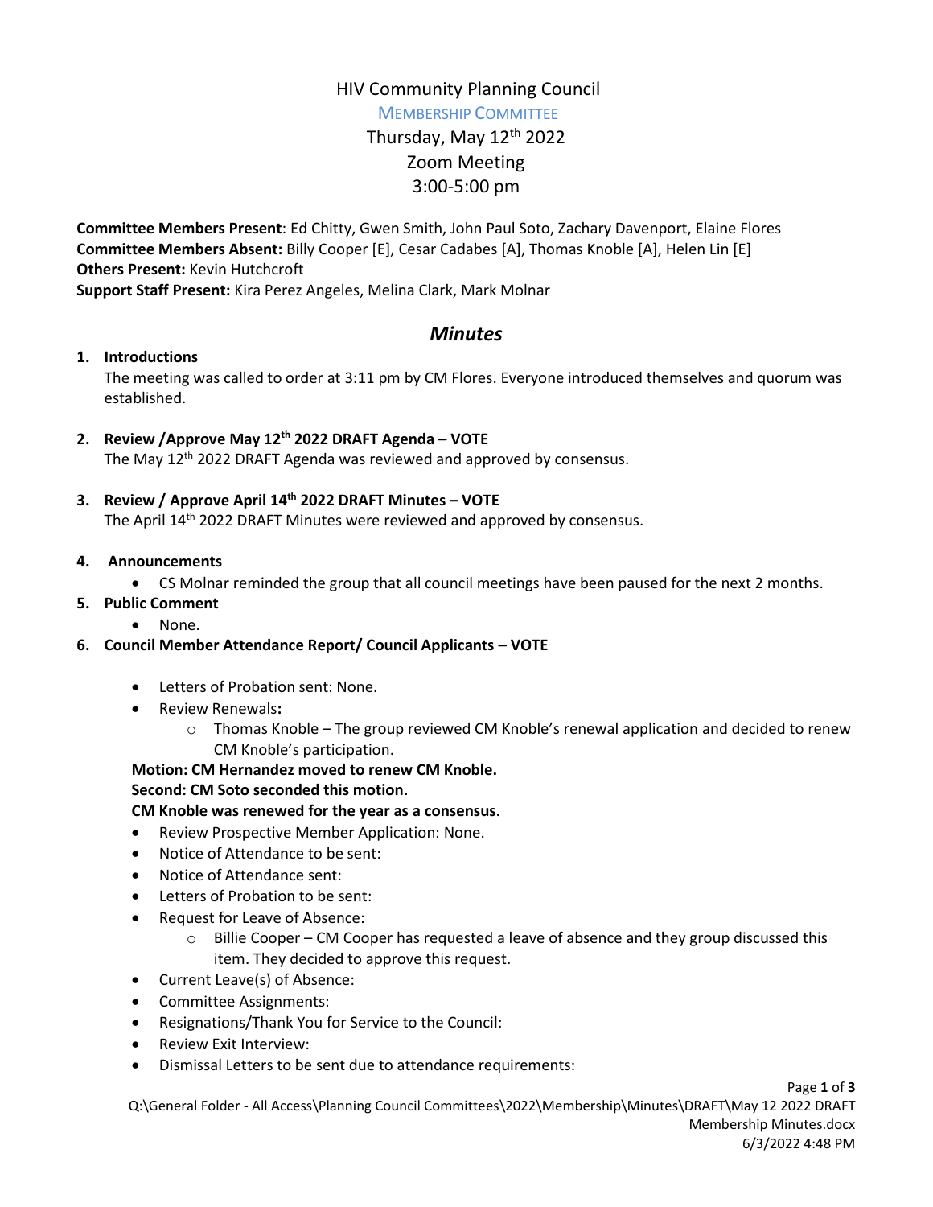# HIV Community Planning Council

## MEMBERSHIP COMMITTEE

Thursday, May 12th 2022
Zoom Meeting
3:00-5:00 pm

**Committee Members Present**: Ed Chitty, Gwen Smith, John Paul Soto, Zachary Davenport, Elaine Flores
**Committee Members Absent:** Billy Cooper [E], Cesar Cadabes [A], Thomas Knoble [A], Helen Lin [E]
**Others Present:** Kevin Hutchcroft
**Support Staff Present:** Kira Perez Angeles, Melina Clark, Mark Molnar

## *Minutes*

1. **Introductions**
   The meeting was called to order at 3:11 pm by CM Flores. Everyone introduced themselves and quorum was established.

2. **Review /Approve May 12th 2022 DRAFT Agenda – VOTE**
   The May 12th 2022 DRAFT Agenda was reviewed and approved by consensus.

3. **Review / Approve April 14th 2022 DRAFT Minutes – VOTE**
   The April 14th 2022 DRAFT Minutes were reviewed and approved by consensus.

4. **Announcements**
   - CS Molnar reminded the group that all council meetings have been paused for the next 2 months.

5. **Public Comment**
   - None.

6. **Council Member Attendance Report/ Council Applicants – VOTE**
   - Letters of Probation sent: None.
   - Review Renewals**:**
     - Thomas Knoble – The group reviewed CM Knoble's renewal application and decided to renew CM Knoble's participation.

   **Motion: CM Hernandez moved to renew CM Knoble.**
   **Second: CM Soto seconded this motion.**
   **CM Knoble was renewed for the year as a consensus.**

   - Review Prospective Member Application: None.
   - Notice of Attendance to be sent:
   - Notice of Attendance sent:
   - Letters of Probation to be sent:
   - Request for Leave of Absence:
     - Billie Cooper – CM Cooper has requested a leave of absence and they group discussed this item. They decided to approve this request.
   - Current Leave(s) of Absence:
   - Committee Assignments:
   - Resignations/Thank You for Service to the Council:
   - Review Exit Interview:
   - Dismissal Letters to be sent due to attendance requirements: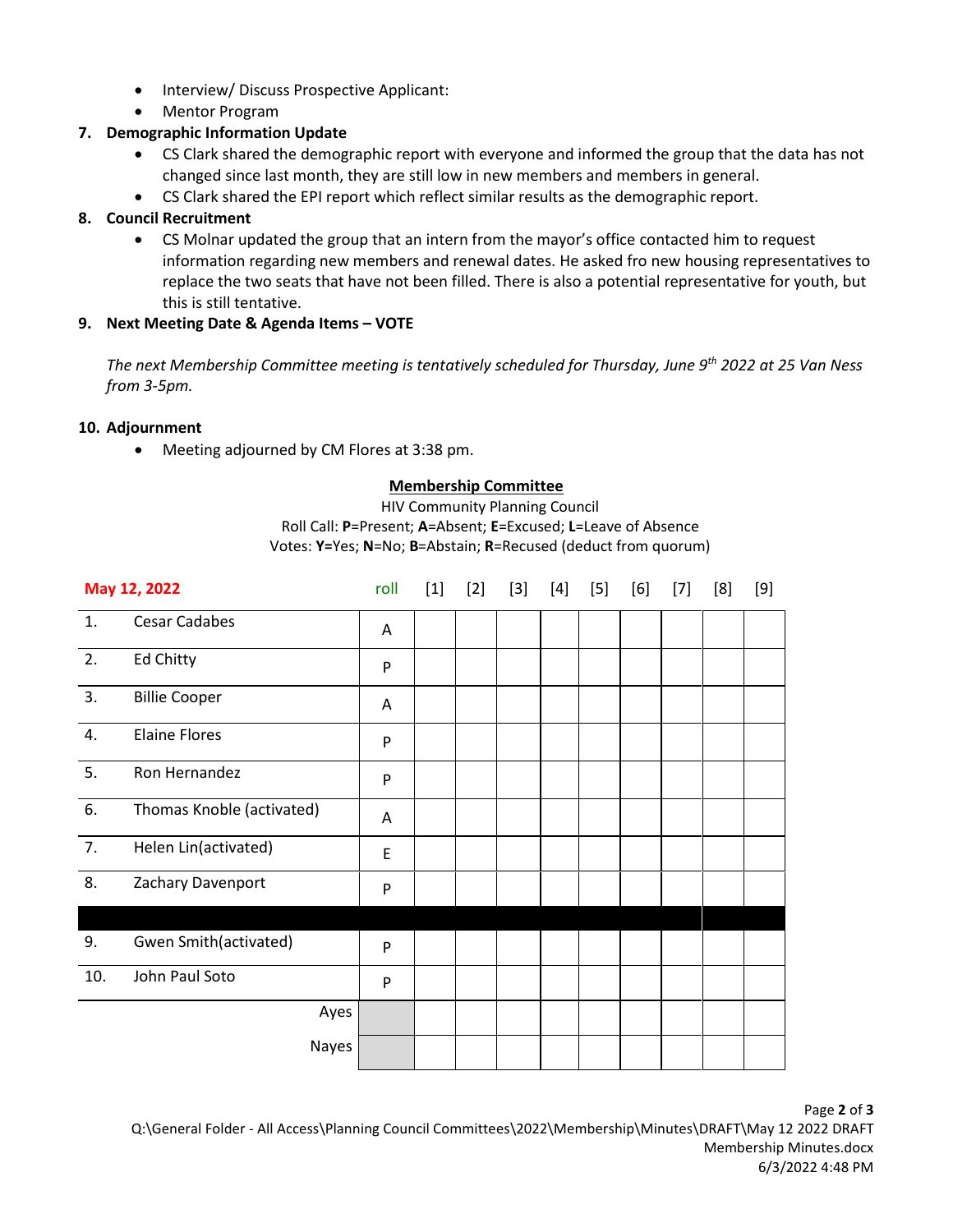- Interview/ Discuss Prospective Applicant:
- Mentor Program

**7. Demographic Information Update**

- CS Clark shared the demographic report with everyone and informed the group that the data has not changed since last month, they are still low in new members and members in general.
- CS Clark shared the EPI report which reflect similar results as the demographic report.

**8. Council Recruitment**

- CS Molnar updated the group that an intern from the mayor's office contacted him to request information regarding new members and renewal dates. He asked fro new housing representatives to replace the two seats that have not been filled. There is also a potential representative for youth, but this is still tentative.

**9. Next Meeting Date & Agenda Items – VOTE**

*The next Membership Committee meeting is tentatively scheduled for Thursday, June 9th 2022 at 25 Van Ness from 3-5pm.*

**10. Adjournment**

- Meeting adjourned by CM Flores at 3:38 pm.

**Membership Committee**

HIV Community Planning Council

Roll Call: **P**=Present; **A**=Absent; **E**=Excused; **L**=Leave of Absence

Votes: **Y**=Yes; **N**=No; **B**=Abstain; **R**=Recused (deduct from quorum)

| May 12, 2022 | | roll | [1] | [2] | [3] | [4] | [5] | [6] | [7] | [8] | [9] |
|---|---|---|---|---|---|---|---|---|---|---|---|
| 1. | Cesar Cadabes | A | | | | | | | | | |
| 2. | Ed Chitty | P | | | | | | | | | |
| 3. | Billie Cooper | A | | | | | | | | | |
| 4. | Elaine Flores | P | | | | | | | | | |
| 5. | Ron Hernandez | P | | | | | | | | | |
| 6. | Thomas Knoble (activated) | A | | | | | | | | | |
| 7. | Helen Lin(activated) | E | | | | | | | | | |
| 8. | Zachary Davenport | P | | | | | | | | | |
| | | | | | | | | | | | |
| 9. | Gwen Smith(activated) | P | | | | | | | | | |
| 10. | John Paul Soto | P | | | | | | | | | |
| | Ayes | | | | | | | | | | |
| | Nayes | | | | | | | | | | |

Q:\General Folder - All Access\Planning Council Committees\2022\Membership\Minutes\DRAFT\May 12 2022 DRAFT Membership Minutes.docx
6/3/2022 4:48 PM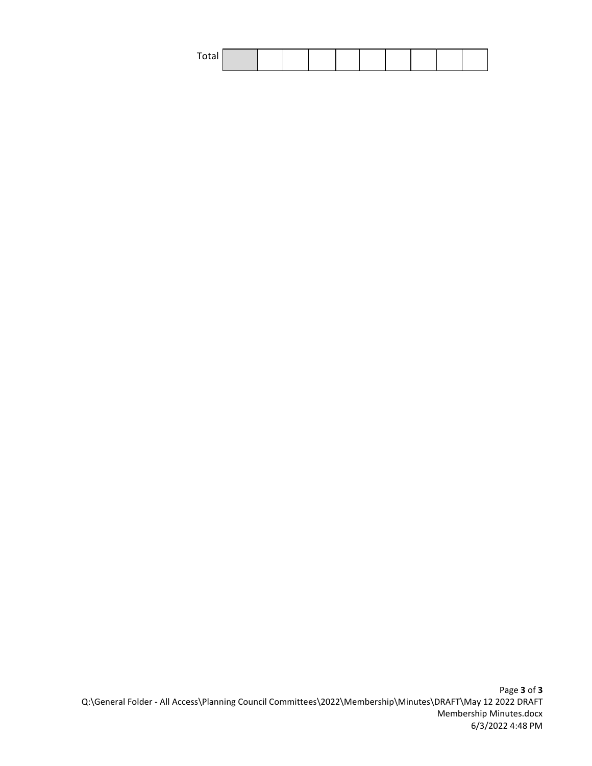| | | | | | | | | | | |
|---|---|---|---|---|---|---|---|---|---|---|
| Total | | | | | | | | | | |

Q:\General Folder - All Access\Planning Council Committees\2022\Membership\Minutes\DRAFT\May 12 2022 DRAFT Membership Minutes.docx
6/3/2022 4:48 PM